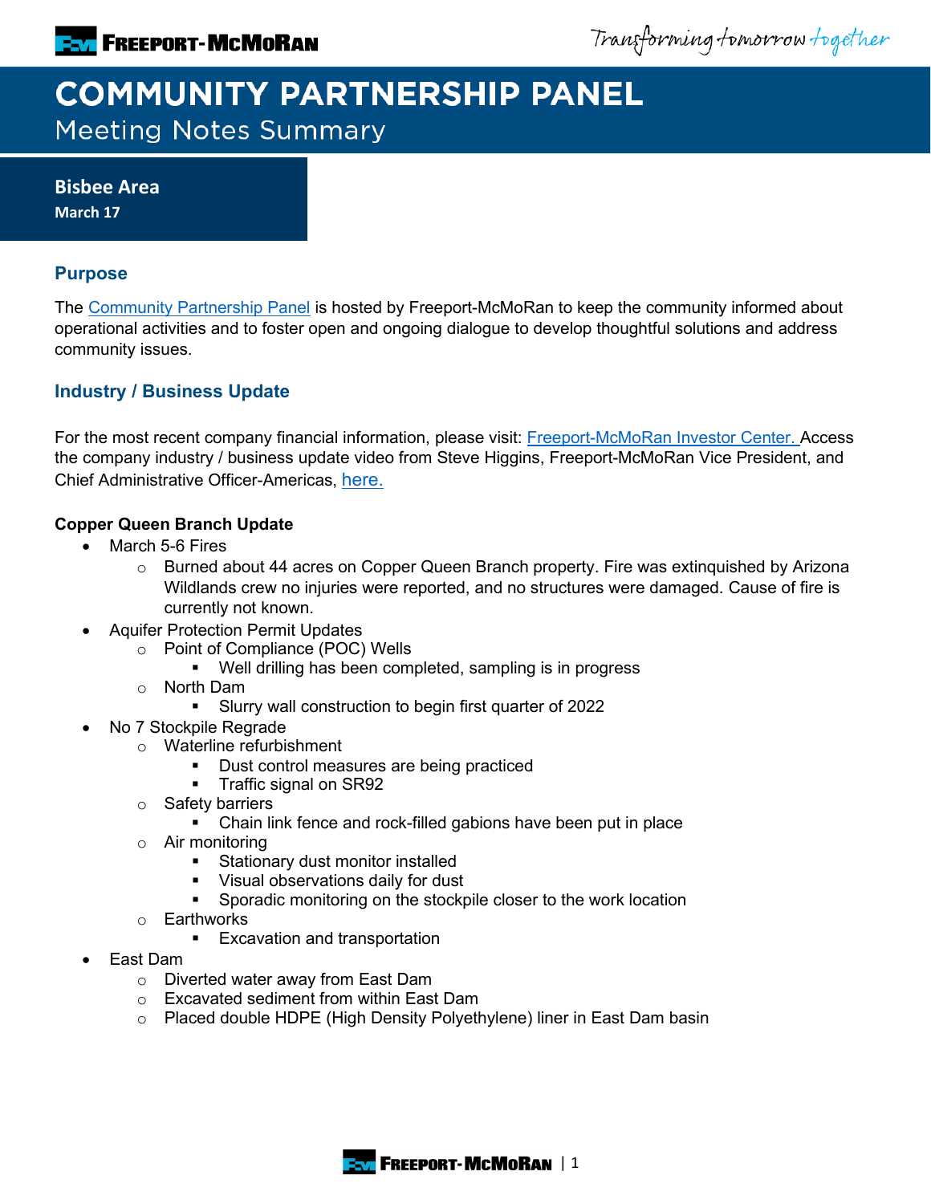# COMMUNITY PARTNERSHIP PANEL

Meeting Notes Summary

**Bisbee Area**
**March 17**

## Purpose

The Community Partnership Panel is hosted by Freeport-McMoRan to keep the community informed about operational activities and to foster open and ongoing dialogue to develop thoughtful solutions and address community issues.

## Industry / Business Update

For the most recent company financial information, please visit: Freeport-McMoRan Investor Center. Access the company industry / business update video from Steve Higgins, Freeport-McMoRan Vice President, and Chief Administrative Officer-Americas, here.

**Copper Queen Branch Update**

- March 5-6 Fires
    - Burned about 44 acres on Copper Queen Branch property. Fire was extinguished by Arizona Wildlands crew no injuries were reported, and no structures were damaged. Cause of fire is currently not known.
- Aquifer Protection Permit Updates
    - Point of Compliance (POC) Wells
        - Well drilling has been completed, sampling is in progress
    - North Dam
        - Slurry wall construction to begin first quarter of 2022
- No 7 Stockpile Regrade
    - Waterline refurbishment
        - Dust control measures are being practiced
        - Traffic signal on SR92
    - Safety barriers
        - Chain link fence and rock-filled gabions have been put in place
    - Air monitoring
        - Stationary dust monitor installed
        - Visual observations daily for dust
        - Sporadic monitoring on the stockpile closer to the work location
    - Earthworks
        - Excavation and transportation
- East Dam
    - Diverted water away from East Dam
    - Excavated sediment from within East Dam
    - Placed double HDPE (High Density Polyethylene) liner in East Dam basin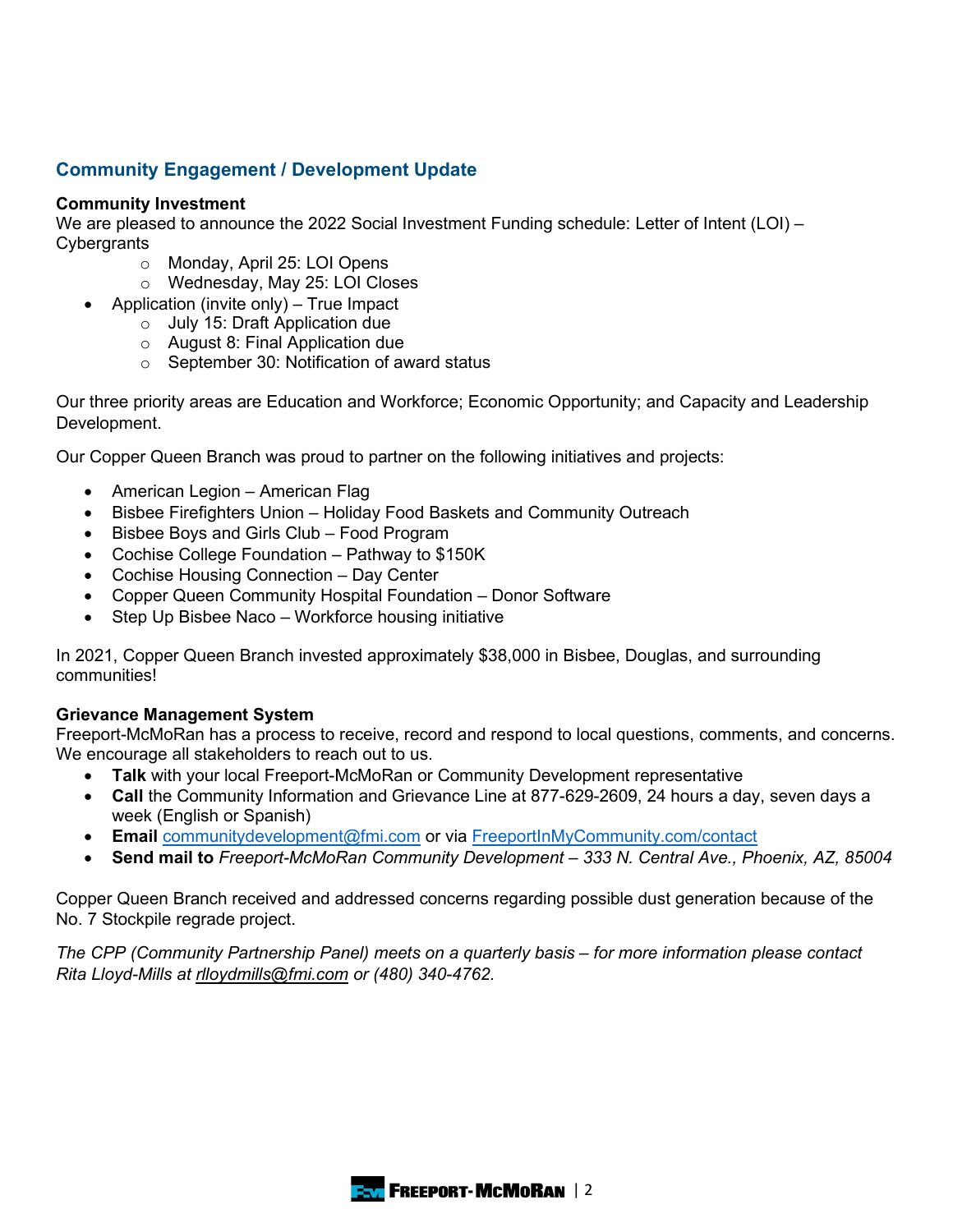## Community Engagement / Development Update

**Community Investment**

We are pleased to announce the 2022 Social Investment Funding schedule: Letter of Intent (LOI) – Cybergrants

- Monday, April 25: LOI Opens
- Wednesday, May 25: LOI Closes

- Application (invite only) – True Impact
  - July 15: Draft Application due
  - August 8: Final Application due
  - September 30: Notification of award status

Our three priority areas are Education and Workforce; Economic Opportunity; and Capacity and Leadership Development.

Our Copper Queen Branch was proud to partner on the following initiatives and projects:

- American Legion – American Flag
- Bisbee Firefighters Union – Holiday Food Baskets and Community Outreach
- Bisbee Boys and Girls Club – Food Program
- Cochise College Foundation – Pathway to $150K
- Cochise Housing Connection – Day Center
- Copper Queen Community Hospital Foundation – Donor Software
- Step Up Bisbee Naco – Workforce housing initiative

In 2021, Copper Queen Branch invested approximately $38,000 in Bisbee, Douglas, and surrounding communities!

**Grievance Management System**

Freeport-McMoRan has a process to receive, record and respond to local questions, comments, and concerns. We encourage all stakeholders to reach out to us.

- **Talk** with your local Freeport-McMoRan or Community Development representative
- **Call** the Community Information and Grievance Line at 877-629-2609, 24 hours a day, seven days a week (English or Spanish)
- **Email** communitydevelopment@fmi.com or via FreeportInMyCommunity.com/contact
- **Send mail to** *Freeport-McMoRan Community Development – 333 N. Central Ave., Phoenix, AZ, 85004*

Copper Queen Branch received and addressed concerns regarding possible dust generation because of the No. 7 Stockpile regrade project.

*The CPP (Community Partnership Panel) meets on a quarterly basis – for more information please contact Rita Lloyd-Mills at rlloydmills@fmi.com or (480) 340-4762.*